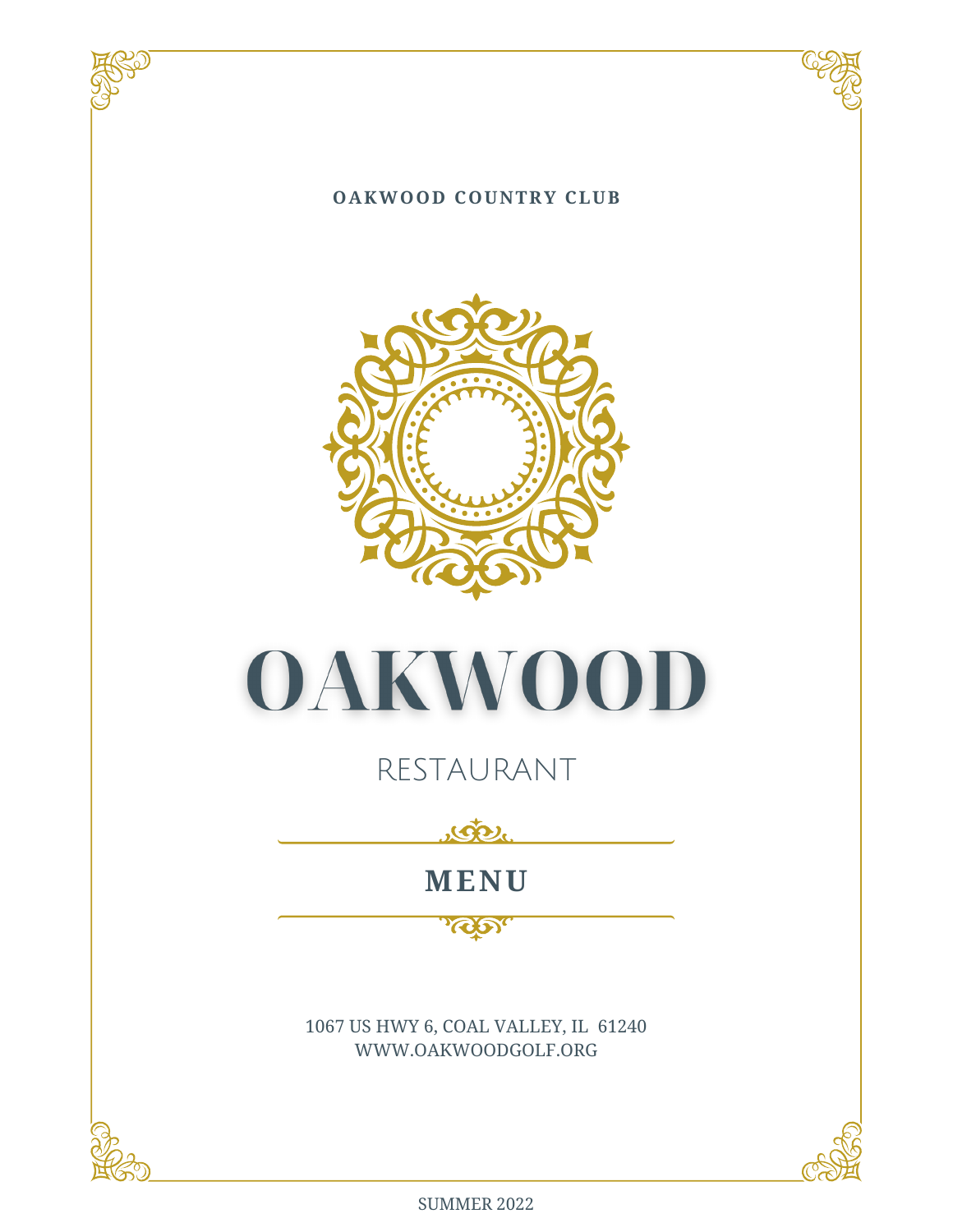**OAKWOOD COUNTRY CLUB**

# OAKWOOD

RESTAURANT

## MENU

1067 US HWY 6, COAL VALLEY, IL 61240
WWW.OAKWOODGOLF.ORG

SUMMER 2022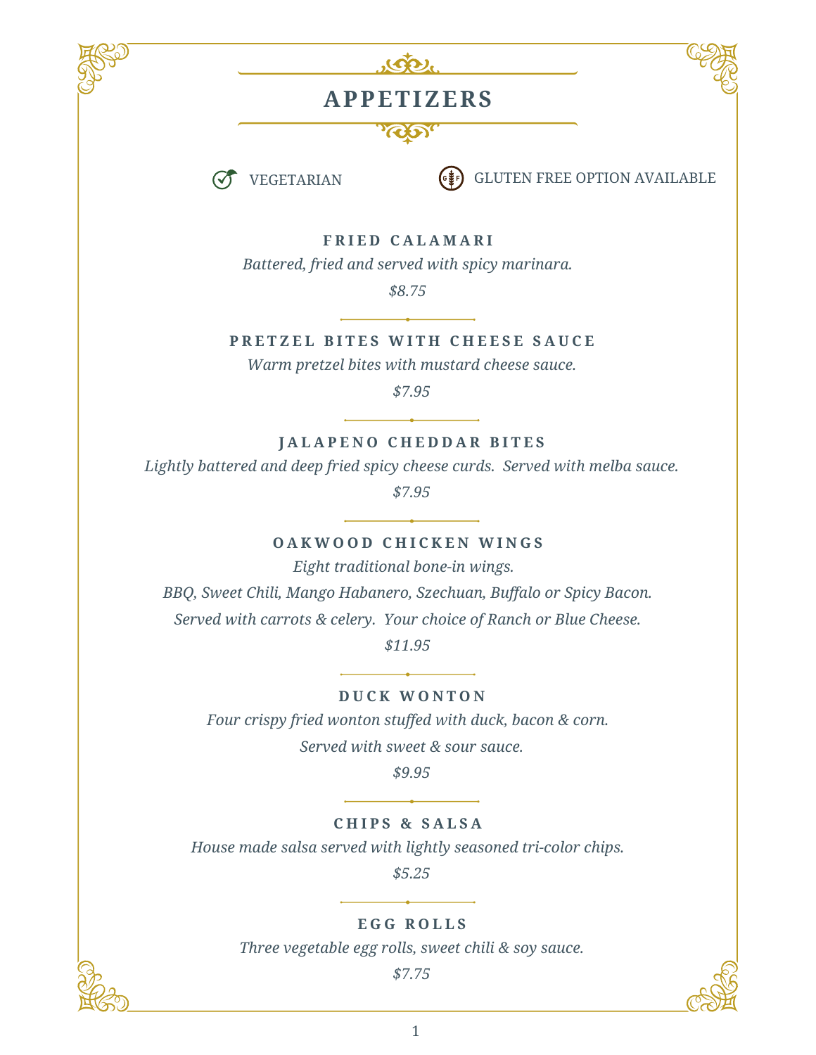# APPETIZERS

VEGETARIAN GLUTEN FREE OPTION AVAILABLE

### FRIED CALAMARI

*Battered, fried and served with spicy marinara.*

*$8.75*

### PRETZEL BITES WITH CHEESE SAUCE

*Warm pretzel bites with mustard cheese sauce.*

*$7.95*

### JALAPENO CHEDDAR BITES

*Lightly battered and deep fried spicy cheese curds. Served with melba sauce.*

*$7.95*

### OAKWOOD CHICKEN WINGS

*Eight traditional bone-in wings.*

*BBQ, Sweet Chili, Mango Habanero, Szechuan, Buffalo or Spicy Bacon.*

*Served with carrots & celery. Your choice of Ranch or Blue Cheese.*

*$11.95*

### DUCK WONTON

*Four crispy fried wonton stuffed with duck, bacon & corn.*

*Served with sweet & sour sauce.*

*$9.95*

### CHIPS & SALSA

*House made salsa served with lightly seasoned tri-color chips.*

*$5.25*

### EGG ROLLS

*Three vegetable egg rolls, sweet chili & soy sauce.*

*$7.75*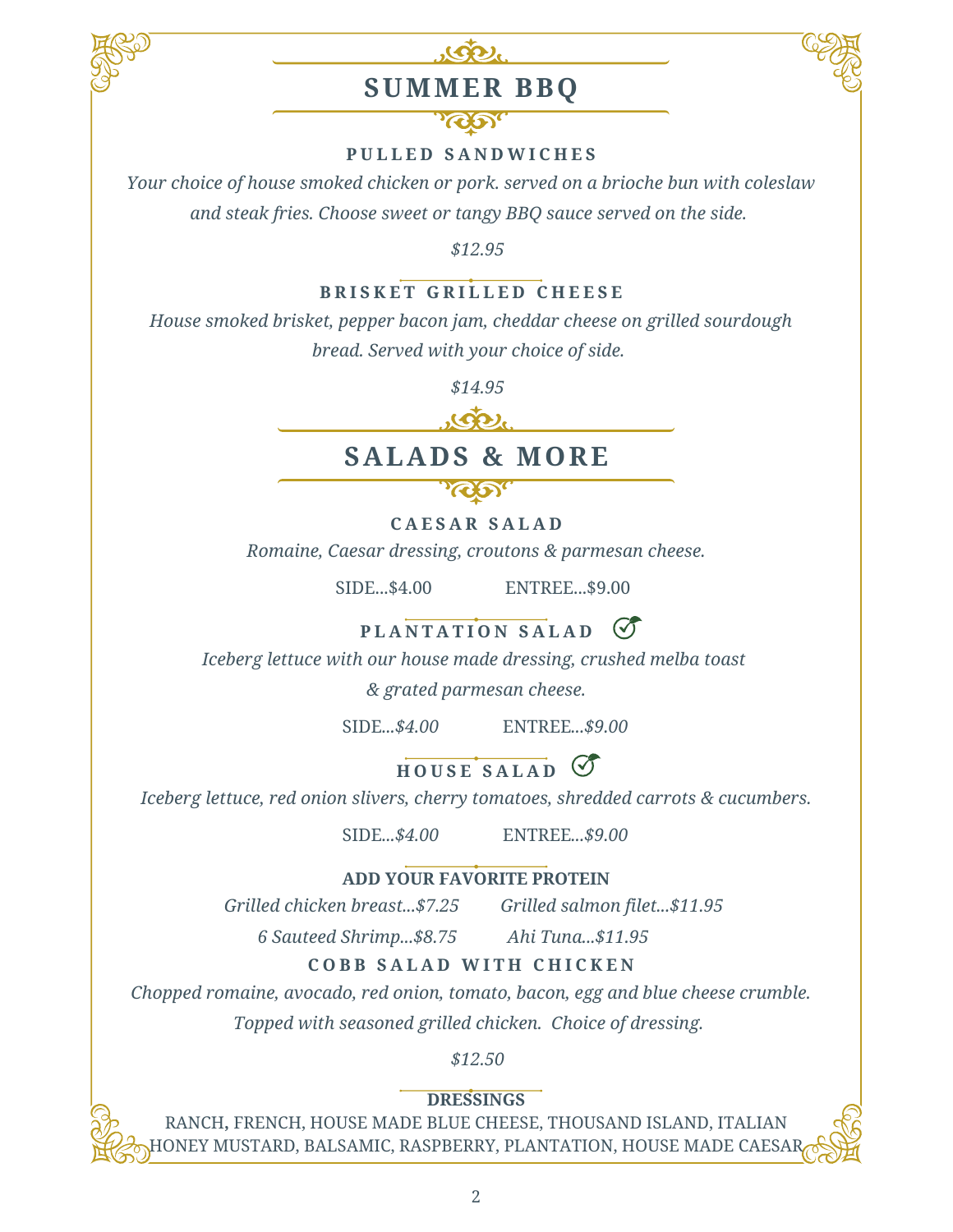# SUMMER BBQ

### PULLED SANDWICHES

*Your choice of house smoked chicken or pork. served on a brioche bun with coleslaw and steak fries. Choose sweet or tangy BBQ sauce served on the side.*

*$12.95*

### BRISKET GRILLED CHEESE

*House smoked brisket, pepper bacon jam, cheddar cheese on grilled sourdough bread. Served with your choice of side.*

*$14.95*

# SALADS & MORE

### CAESAR SALAD

*Romaine, Caesar dressing, croutons & parmesan cheese.*

SIDE...$4.00 ENTREE...$9.00

### PLANTATION SALAD

*Iceberg lettuce with our house made dressing, crushed melba toast & grated parmesan cheese.*

SIDE...*$4.00* ENTREE...*$9.00*

### HOUSE SALAD

*Iceberg lettuce, red onion slivers, cherry tomatoes, shredded carrots & cucumbers.*

SIDE...*$4.00* ENTREE...*$9.00*

**ADD YOUR FAVORITE PROTEIN**

*Grilled chicken breast...$7.25* *Grilled salmon filet...$11.95*

*6 Sauteed Shrimp...$8.75* *Ahi Tuna...$11.95*

### COBB SALAD WITH CHICKEN

*Chopped romaine, avocado, red onion, tomato, bacon, egg and blue cheese crumble. Topped with seasoned grilled chicken. Choice of dressing.*

*$12.50*

**DRESSINGS**

RANCH, FRENCH, HOUSE MADE BLUE CHEESE, THOUSAND ISLAND, ITALIAN
HONEY MUSTARD, BALSAMIC, RASPBERRY, PLANTATION, HOUSE MADE CAESAR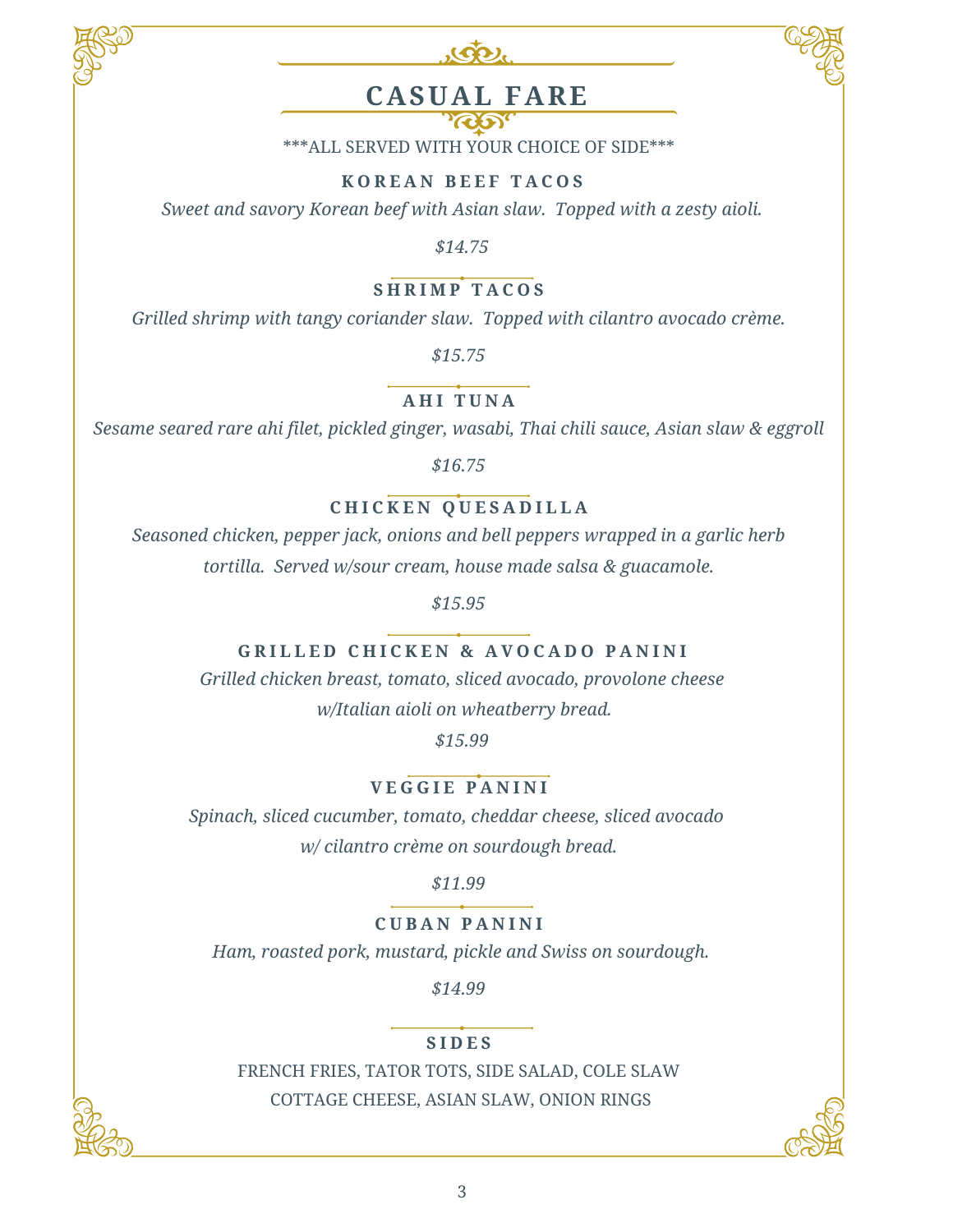# CASUAL FARE

***ALL SERVED WITH YOUR CHOICE OF SIDE***

### KOREAN BEEF TACOS

*Sweet and savory Korean beef with Asian slaw. Topped with a zesty aioli.*

*$14.75*

### SHRIMP TACOS

*Grilled shrimp with tangy coriander slaw. Topped with cilantro avocado crème.*

*$15.75*

### AHI TUNA

*Sesame seared rare ahi filet, pickled ginger, wasabi, Thai chili sauce, Asian slaw & eggroll*

*$16.75*

### CHICKEN QUESADILLA

*Seasoned chicken, pepper jack, onions and bell peppers wrapped in a garlic herb tortilla. Served w/sour cream, house made salsa & guacamole.*

*$15.95*

### GRILLED CHICKEN & AVOCADO PANINI

*Grilled chicken breast, tomato, sliced avocado, provolone cheese w/Italian aioli on wheatberry bread.*

*$15.99*

### VEGGIE PANINI

*Spinach, sliced cucumber, tomato, cheddar cheese, sliced avocado w/ cilantro crème on sourdough bread.*

*$11.99*

### CUBAN PANINI

*Ham, roasted pork, mustard, pickle and Swiss on sourdough.*

*$14.99*

### SIDES

FRENCH FRIES, TATOR TOTS, SIDE SALAD, COLE SLAW
COTTAGE CHEESE, ASIAN SLAW, ONION RINGS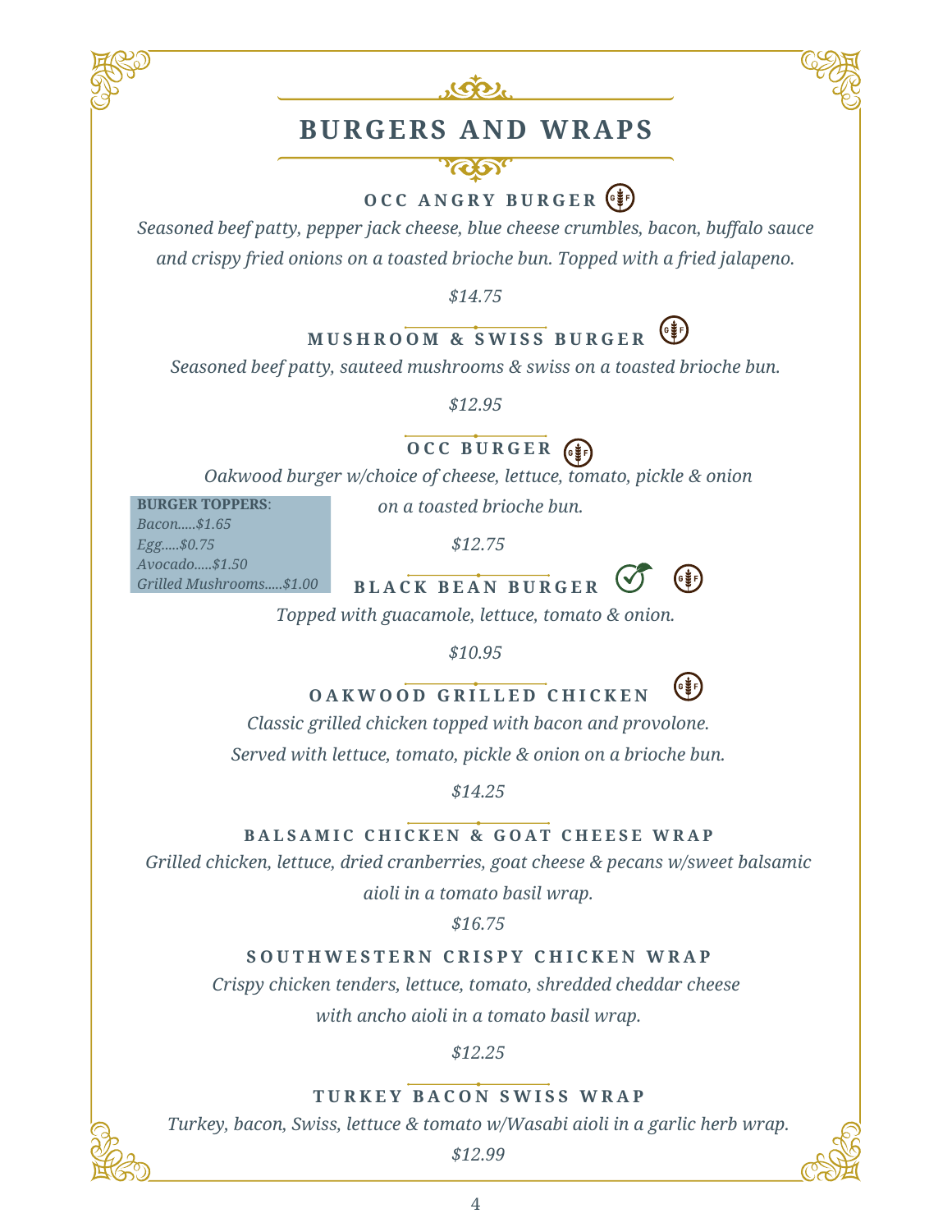# BURGERS AND WRAPS

### OCC ANGRY BURGER (GF)

*Seasoned beef patty, pepper jack cheese, blue cheese crumbles, bacon, buffalo sauce and crispy fried onions on a toasted brioche bun. Topped with a fried jalapeno.*

*$14.75*

### MUSHROOM & SWISS BURGER (GF)

*Seasoned beef patty, sauteed mushrooms & swiss on a toasted brioche bun.*

*$12.95*

### OCC BURGER (GF)

*Oakwood burger w/choice of cheese, lettuce, tomato, pickle & onion on a toasted brioche bun.*

*$12.75*

**BURGER TOPPERS**:
*Bacon.....$1.65*
*Egg.....$0.75*
*Avocado.....$1.50*
*Grilled Mushrooms.....$1.00*

### BLACK BEAN BURGER (V) (GF)

*Topped with guacamole, lettuce, tomato & onion.*

*$10.95*

### OAKWOOD GRILLED CHICKEN (GF)

*Classic grilled chicken topped with bacon and provolone. Served with lettuce, tomato, pickle & onion on a brioche bun.*

*$14.25*

### BALSAMIC CHICKEN & GOAT CHEESE WRAP

*Grilled chicken, lettuce, dried cranberries, goat cheese & pecans w/sweet balsamic aioli in a tomato basil wrap.*

*$16.75*

### SOUTHWESTERN CRISPY CHICKEN WRAP

*Crispy chicken tenders, lettuce, tomato, shredded cheddar cheese with ancho aioli in a tomato basil wrap.*

*$12.25*

### TURKEY BACON SWISS WRAP

*Turkey, bacon, Swiss, lettuce & tomato w/Wasabi aioli in a garlic herb wrap.*

*$12.99*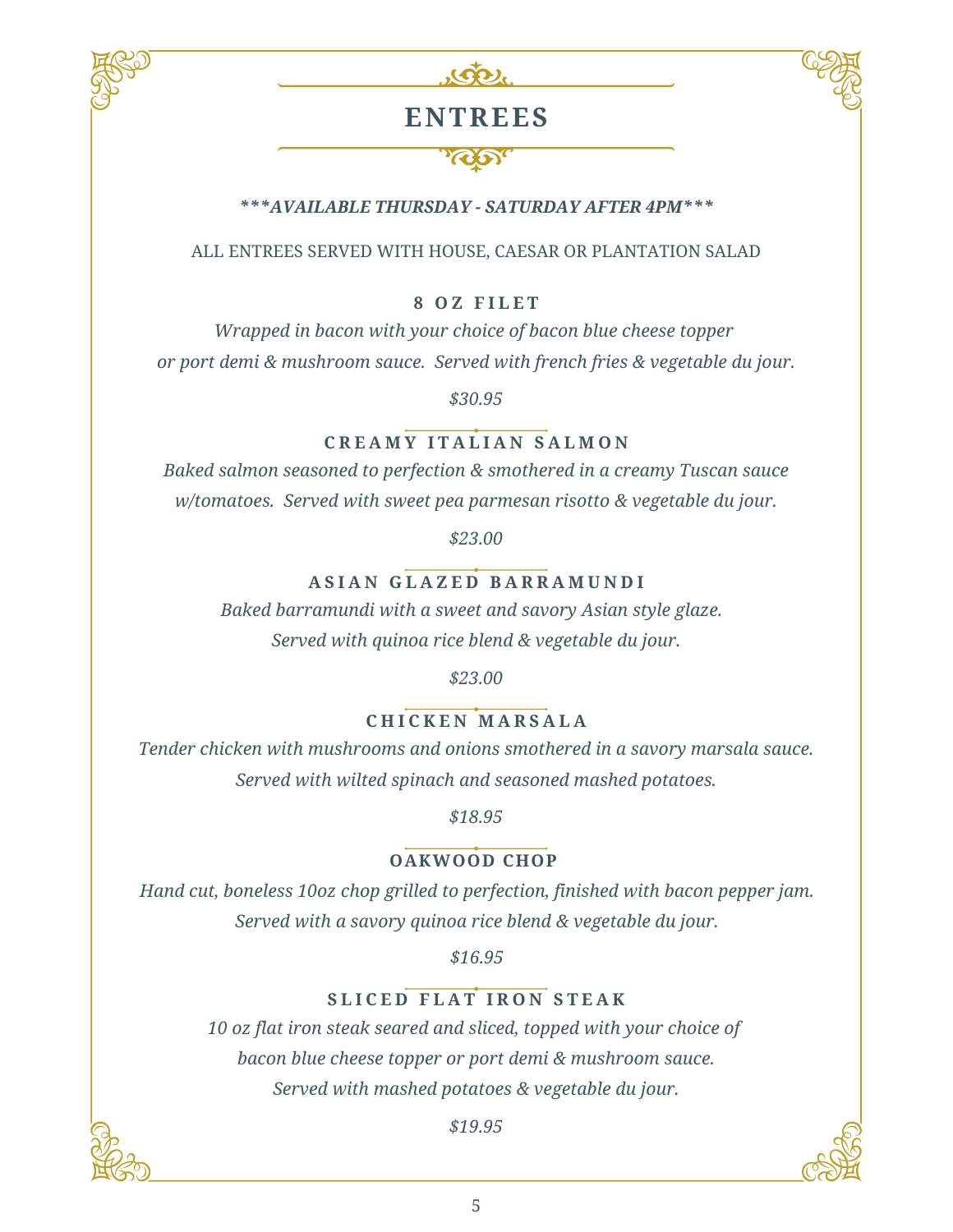# ENTREES

***\*\*\*AVAILABLE THURSDAY - SATURDAY AFTER 4PM\*\*\****

ALL ENTREES SERVED WITH HOUSE, CAESAR OR PLANTATION SALAD

### 8 OZ FILET

*Wrapped in bacon with your choice of bacon blue cheese topper or port demi & mushroom sauce. Served with french fries & vegetable du jour.*

*$30.95*

### CREAMY ITALIAN SALMON

*Baked salmon seasoned to perfection & smothered in a creamy Tuscan sauce w/tomatoes. Served with sweet pea parmesan risotto & vegetable du jour.*

*$23.00*

### ASIAN GLAZED BARRAMUNDI

*Baked barramundi with a sweet and savory Asian style glaze. Served with quinoa rice blend & vegetable du jour.*

*$23.00*

### CHICKEN MARSALA

*Tender chicken with mushrooms and onions smothered in a savory marsala sauce. Served with wilted spinach and seasoned mashed potatoes.*

*$18.95*

### OAKWOOD CHOP

*Hand cut, boneless 10oz chop grilled to perfection, finished with bacon pepper jam. Served with a savory quinoa rice blend & vegetable du jour.*

*$16.95*

### SLICED FLAT IRON STEAK

*10 oz flat iron steak seared and sliced, topped with your choice of bacon blue cheese topper or port demi & mushroom sauce. Served with mashed potatoes & vegetable du jour.*

*$19.95*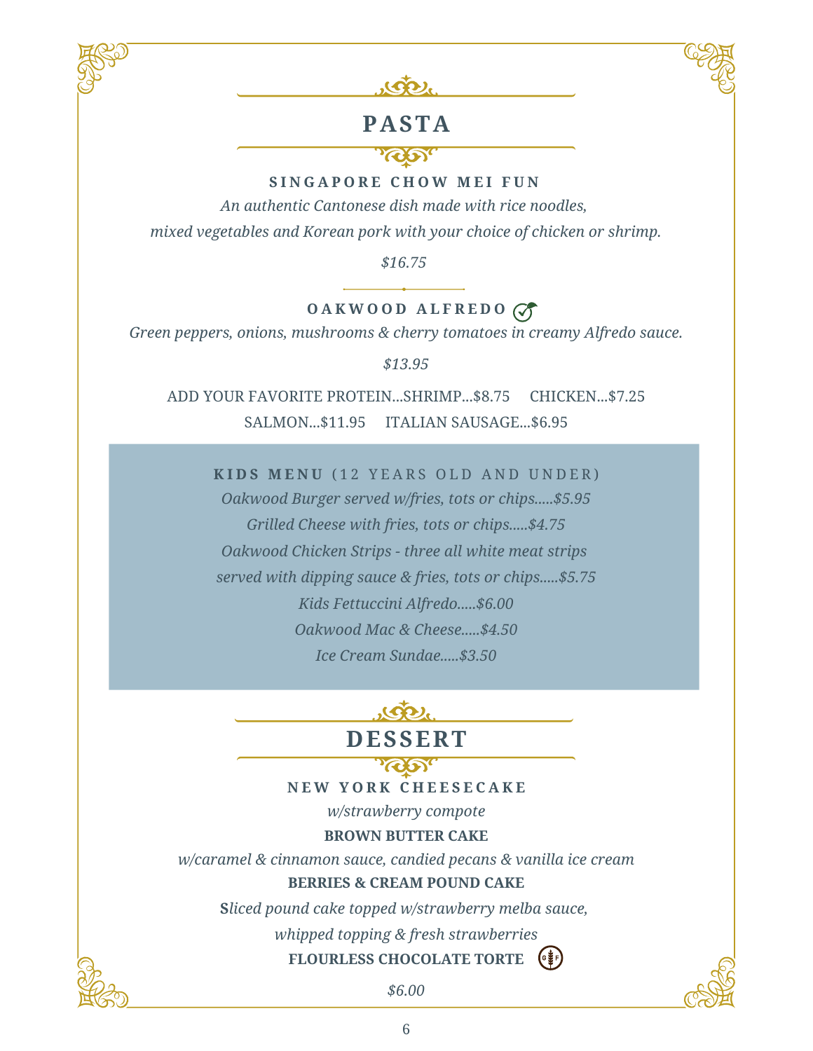# PASTA

### SINGAPORE CHOW MEI FUN

*An authentic Cantonese dish made with rice noodles,*
*mixed vegetables and Korean pork with your choice of chicken or shrimp.*

*$16.75*

### OAKWOOD ALFREDO

*Green peppers, onions, mushrooms & cherry tomatoes in creamy Alfredo sauce.*

*$13.95*

ADD YOUR FAVORITE PROTEIN...SHRIMP...$8.75 CHICKEN...$7.25
SALMON...$11.95 ITALIAN SAUSAGE...$6.95

**KIDS MENU** (12 YEARS OLD AND UNDER)

*Oakwood Burger served w/fries, tots or chips.....$5.95*
*Grilled Cheese with fries, tots or chips.....$4.75*
*Oakwood Chicken Strips - three all white meat strips*
*served with dipping sauce & fries, tots or chips.....$5.75*
*Kids Fettuccini Alfredo.....$6.00*
*Oakwood Mac & Cheese.....$4.50*
*Ice Cream Sundae.....$3.50*

# DESSERT

### NEW YORK CHEESECAKE

*w/strawberry compote*

**BROWN BUTTER CAKE**

*w/caramel & cinnamon sauce, candied pecans & vanilla ice cream*

**BERRIES & CREAM POUND CAKE**

*Sliced pound cake topped w/strawberry melba sauce,*
*whipped topping & fresh strawberries*

**FLOURLESS CHOCOLATE TORTE**

*$6.00*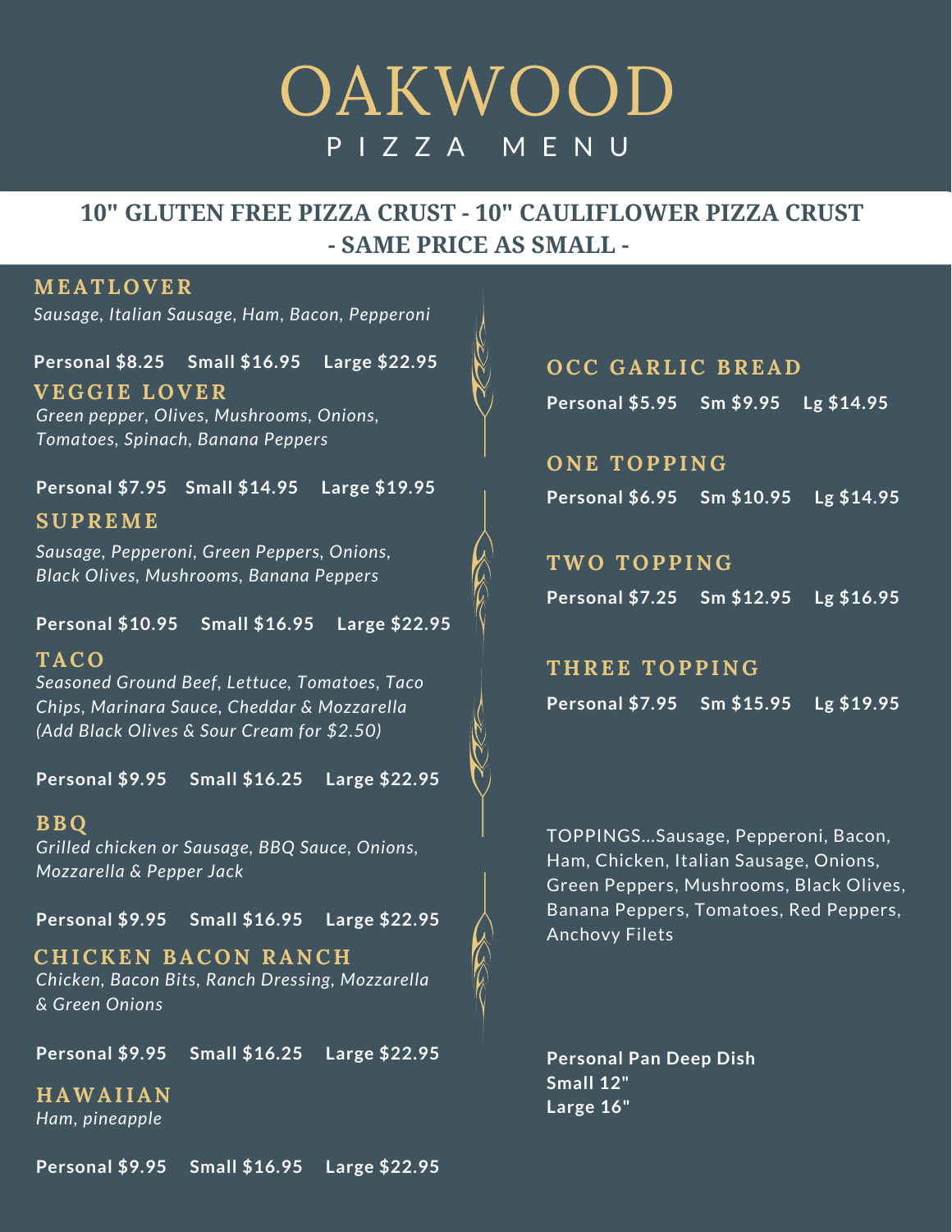# OAKWOOD

## PIZZA MENU

**10" GLUTEN FREE PIZZA CRUST - 10" CAULIFLOWER PIZZA CRUST**
**- SAME PRICE AS SMALL -**

### MEATLOVER

*Sausage, Italian Sausage, Ham, Bacon, Pepperoni*

**Personal $8.25 Small $16.95 Large $22.95**

### VEGGIE LOVER

*Green pepper, Olives, Mushrooms, Onions, Tomatoes, Spinach, Banana Peppers*

**Personal $7.95 Small $14.95 Large $19.95**

### SUPREME

*Sausage, Pepperoni, Green Peppers, Onions, Black Olives, Mushrooms, Banana Peppers*

**Personal $10.95 Small $16.95 Large $22.95**

### TACO

*Seasoned Ground Beef, Lettuce, Tomatoes, Taco Chips, Marinara Sauce, Cheddar & Mozzarella (Add Black Olives & Sour Cream for $2.50)*

**Personal $9.95 Small $16.25 Large $22.95**

### BBQ

*Grilled chicken or Sausage, BBQ Sauce, Onions, Mozzarella & Pepper Jack*

**Personal $9.95 Small $16.95 Large $22.95**

### CHICKEN BACON RANCH

*Chicken, Bacon Bits, Ranch Dressing, Mozzarella & Green Onions*

**Personal $9.95 Small $16.25 Large $22.95**

### HAWAIIAN

*Ham, pineapple*

**Personal $9.95 Small $16.95 Large $22.95**

### OCC GARLIC BREAD

**Personal $5.95 Sm $9.95 Lg $14.95**

### ONE TOPPING

**Personal $6.95 Sm $10.95 Lg $14.95**

### TWO TOPPING

**Personal $7.25 Sm $12.95 Lg $16.95**

### THREE TOPPING

**Personal $7.95 Sm $15.95 Lg $19.95**

TOPPINGS...Sausage, Pepperoni, Bacon, Ham, Chicken, Italian Sausage, Onions, Green Peppers, Mushrooms, Black Olives, Banana Peppers, Tomatoes, Red Peppers, Anchovy Filets

**Personal Pan Deep Dish**
**Small 12"**
**Large 16"**